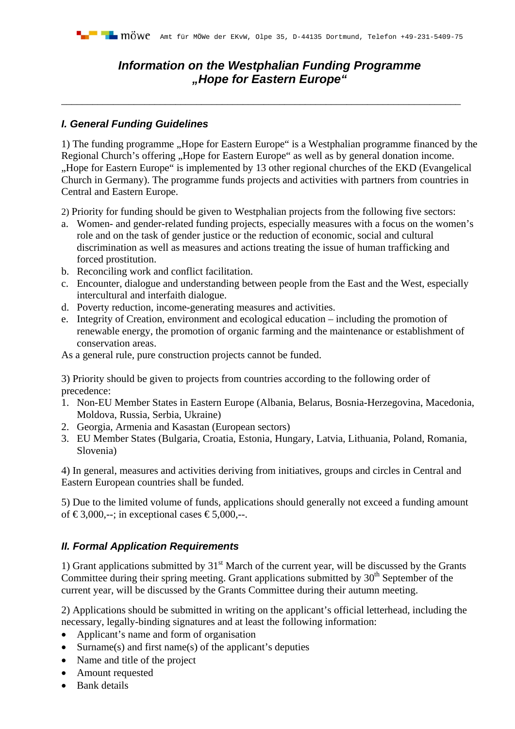# *Information on the Westphalian Funding Programme „Hope for Eastern Europe“*

---

## *I. General Funding Guidelines*

1) The funding programme „Hope for Eastern Europe“ is a Westphalian programme financed by the Regional Church’s offering „Hope for Eastern Europe“ as well as by general donation income. „Hope for Eastern Europe“ is implemented by 13 other regional churches of the EKD (Evangelical Church in Germany). The programme funds projects and activities with partners from countries in Central and Eastern Europe.

2) Priority for funding should be given to Westphalian projects from the following five sectors:

a. Women- and gender-related funding projects, especially measures with a focus on the women’s role and on the task of gender justice or the reduction of economic, social and cultural discrimination as well as measures and actions treating the issue of human trafficking and forced prostitution.
b. Reconciling work and conflict facilitation.
c. Encounter, dialogue and understanding between people from the East and the West, especially intercultural and interfaith dialogue.
d. Poverty reduction, income-generating measures and activities.
e. Integrity of Creation, environment and ecological education – including the promotion of renewable energy, the promotion of organic farming and the maintenance or establishment of conservation areas.

As a general rule, pure construction projects cannot be funded.

3) Priority should be given to projects from countries according to the following order of precedence:

1. Non-EU Member States in Eastern Europe (Albania, Belarus, Bosnia-Herzegovina, Macedonia, Moldova, Russia, Serbia, Ukraine)
2. Georgia, Armenia and Kasastan (European sectors)
3. EU Member States (Bulgaria, Croatia, Estonia, Hungary, Latvia, Lithuania, Poland, Romania, Slovenia)

4) In general, measures and activities deriving from initiatives, groups and circles in Central and Eastern European countries shall be funded.

5) Due to the limited volume of funds, applications should generally not exceed a funding amount of € 3,000,--; in exceptional cases € 5,000,--.

## *II. Formal Application Requirements*

1) Grant applications submitted by 31st March of the current year, will be discussed by the Grants Committee during their spring meeting. Grant applications submitted by 30th September of the current year, will be discussed by the Grants Committee during their autumn meeting.

2) Applications should be submitted in writing on the applicant’s official letterhead, including the necessary, legally-binding signatures and at least the following information:

- Applicant’s name and form of organisation
- Surname(s) and first name(s) of the applicant’s deputies
- Name and title of the project
- Amount requested
- Bank details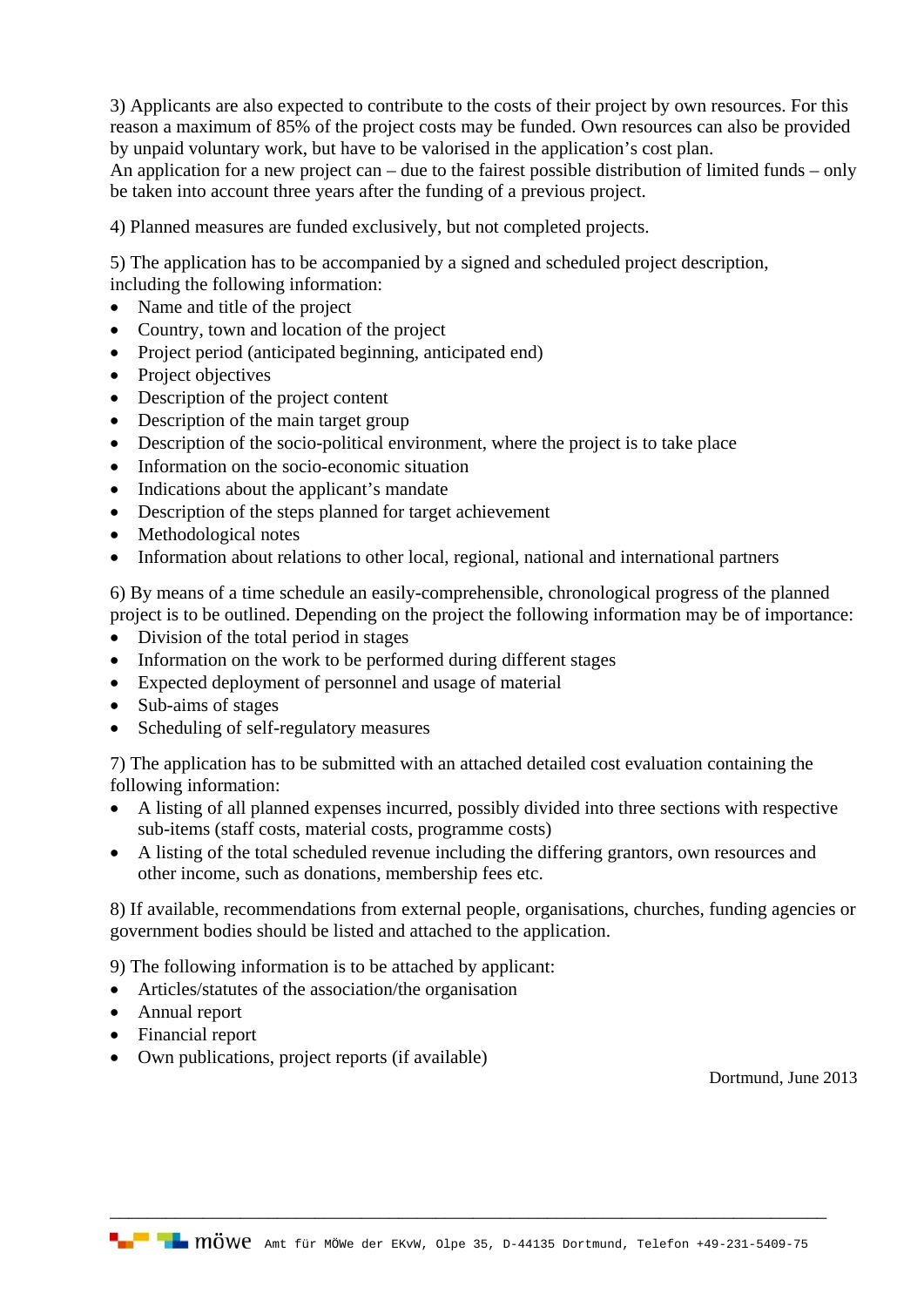3) Applicants are also expected to contribute to the costs of their project by own resources. For this reason a maximum of 85% of the project costs may be funded. Own resources can also be provided by unpaid voluntary work, but have to be valorised in the application's cost plan.
An application for a new project can – due to the fairest possible distribution of limited funds – only be taken into account three years after the funding of a previous project.

4) Planned measures are funded exclusively, but not completed projects.

5) The application has to be accompanied by a signed and scheduled project description, including the following information:

- Name and title of the project
- Country, town and location of the project
- Project period (anticipated beginning, anticipated end)
- Project objectives
- Description of the project content
- Description of the main target group
- Description of the socio-political environment, where the project is to take place
- Information on the socio-economic situation
- Indications about the applicant's mandate
- Description of the steps planned for target achievement
- Methodological notes
- Information about relations to other local, regional, national and international partners

6) By means of a time schedule an easily-comprehensible, chronological progress of the planned project is to be outlined. Depending on the project the following information may be of importance:

- Division of the total period in stages
- Information on the work to be performed during different stages
- Expected deployment of personnel and usage of material
- Sub-aims of stages
- Scheduling of self-regulatory measures

7) The application has to be submitted with an attached detailed cost evaluation containing the following information:

- A listing of all planned expenses incurred, possibly divided into three sections with respective sub-items (staff costs, material costs, programme costs)
- A listing of the total scheduled revenue including the differing grantors, own resources and other income, such as donations, membership fees etc.

8) If available, recommendations from external people, organisations, churches, funding agencies or government bodies should be listed and attached to the application.

9) The following information is to be attached by applicant:

- Articles/statutes of the association/the organisation
- Annual report
- Financial report
- Own publications, project reports (if available)

Dortmund, June 2013